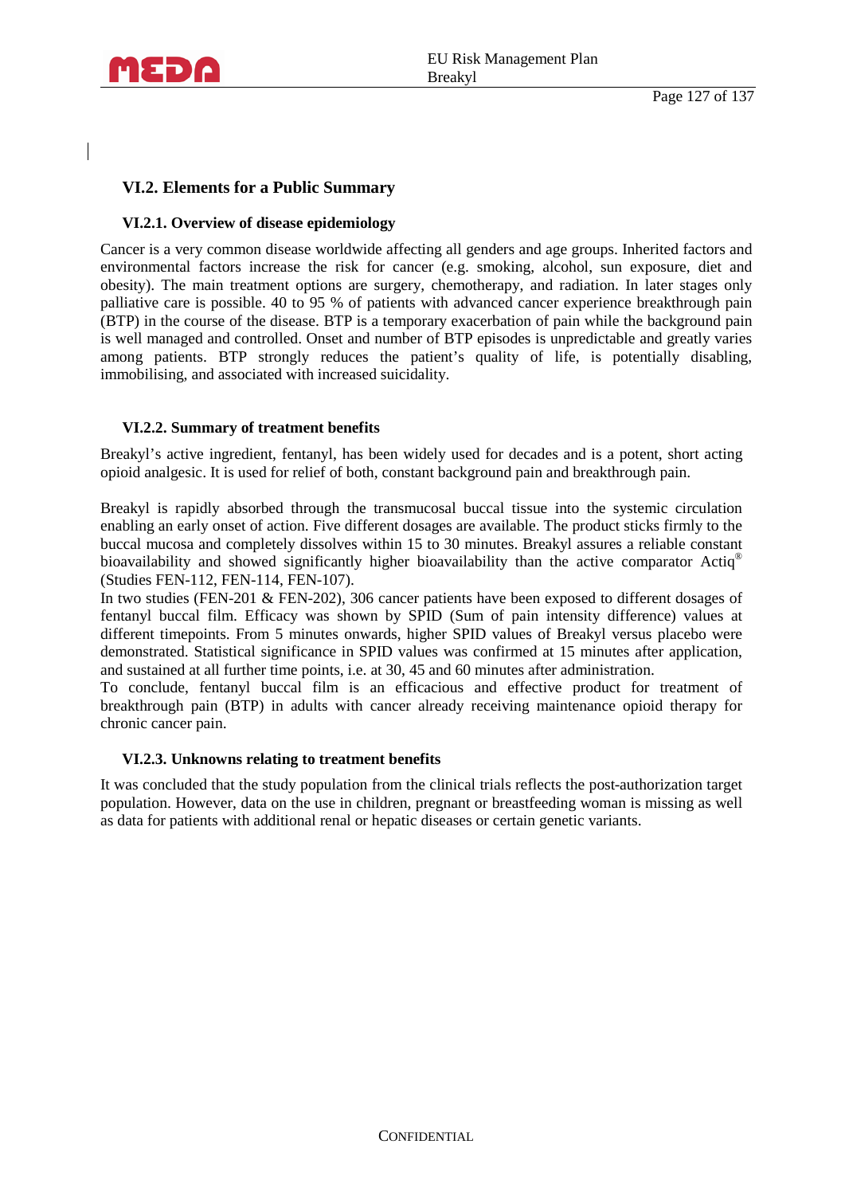## VI.2. Elements for a Public Summary

### VI.2.1. Overview of disease epidemiology

Cancer is a very common disease worldwide affecting all genders and age groups. Inherited factors and environmental factors increase the risk for cancer (e.g. smoking, alcohol, sun exposure, diet and obesity). The main treatment options are surgery, chemotherapy, and radiation. In later stages only palliative care is possible. 40 to 95 % of patients with advanced cancer experience breakthrough pain (BTP) in the course of the disease. BTP is a temporary exacerbation of pain while the background pain is well managed and controlled. Onset and number of BTP episodes is unpredictable and greatly varies among patients. BTP strongly reduces the patient's quality of life, is potentially disabling, immobilising, and associated with increased suicidality.

### VI.2.2. Summary of treatment benefits

Breakyl's active ingredient, fentanyl, has been widely used for decades and is a potent, short acting opioid analgesic. It is used for relief of both, constant background pain and breakthrough pain.

Breakyl is rapidly absorbed through the transmucosal buccal tissue into the systemic circulation enabling an early onset of action. Five different dosages are available. The product sticks firmly to the buccal mucosa and completely dissolves within 15 to 30 minutes. Breakyl assures a reliable constant bioavailability and showed significantly higher bioavailability than the active comparator Actiq® (Studies FEN-112, FEN-114, FEN-107).
In two studies (FEN-201 & FEN-202), 306 cancer patients have been exposed to different dosages of fentanyl buccal film. Efficacy was shown by SPID (Sum of pain intensity difference) values at different timepoints. From 5 minutes onwards, higher SPID values of Breakyl versus placebo were demonstrated. Statistical significance in SPID values was confirmed at 15 minutes after application, and sustained at all further time points, i.e. at 30, 45 and 60 minutes after administration.
To conclude, fentanyl buccal film is an efficacious and effective product for treatment of breakthrough pain (BTP) in adults with cancer already receiving maintenance opioid therapy for chronic cancer pain.

### VI.2.3. Unknowns relating to treatment benefits

It was concluded that the study population from the clinical trials reflects the post-authorization target population. However, data on the use in children, pregnant or breastfeeding woman is missing as well as data for patients with additional renal or hepatic diseases or certain genetic variants.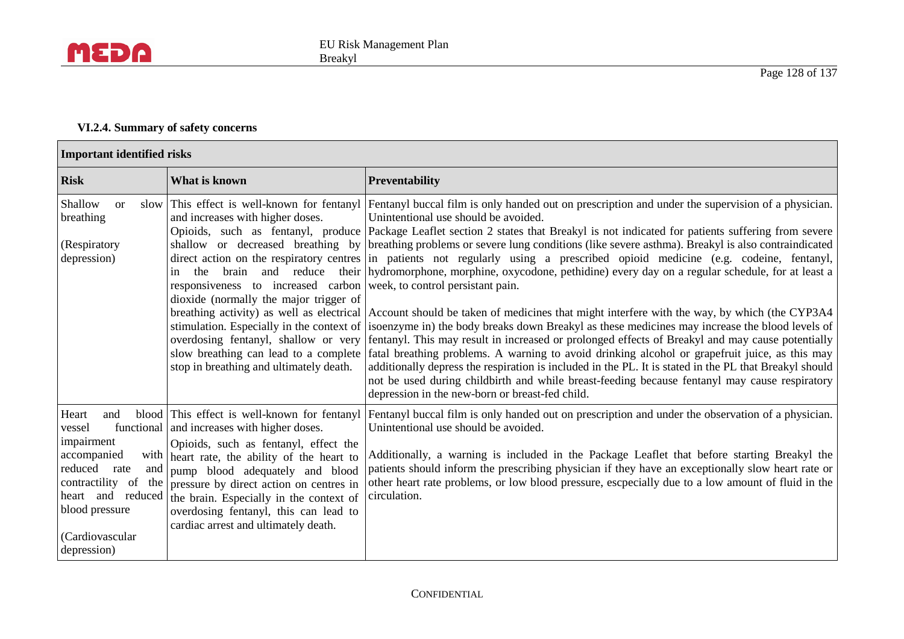### VI.2.4. Summary of safety concerns

| Important identified risks | | |
|---|---|---|
| **Risk** | **What is known** | **Preventability** |
| Shallow or slow breathing<br><br>(Respiratory depression) | This effect is well-known for fentanyl and increases with higher doses.<br>Opioids, such as fentanyl, produce shallow or decreased breathing by direct action on the respiratory centres in the brain and reduce their responsiveness to increased carbon dioxide (normally the major trigger of breathing activity) as well as electrical stimulation. Especially in the context of overdosing fentanyl, shallow or very slow breathing can lead to a complete stop in breathing and ultimately death. | Fentanyl buccal film is only handed out on prescription and under the supervision of a physician. Unintentional use should be avoided.<br>Package Leaflet section 2 states that Breakyl is not indicated for patients suffering from severe breathing problems or severe lung conditions (like severe asthma). Breakyl is also contraindicated in patients not regularly using a prescribed opioid medicine (e.g. codeine, fentanyl, hydromorphone, morphine, oxycodone, pethidine) every day on a regular schedule, for at least a week, to control persistant pain.<br><br>Account should be taken of medicines that might interfere with the way, by which (the CYP3A4 isoenzyme in) the body breaks down Breakyl as these medicines may increase the blood levels of fentanyl. This may result in increased or prolonged effects of Breakyl and may cause potentially fatal breathing problems. A warning to avoid drinking alcohol or grapefruit juice, as this may additionally depress the respiration is included in the PL. It is stated in the PL that Breakyl should not be used during childbirth and while breast-feeding because fentanyl may cause respiratory depression in the new-born or breast-fed child. |
| Heart and blood vessel functional impairment accompanied with reduced rate and contractility of the heart and reduced blood pressure<br><br>(Cardiovascular depression) | This effect is well-known for fentanyl and increases with higher doses.<br>Opioids, such as fentanyl, effect the heart rate, the ability of the heart to pump blood adequately and blood pressure by direct action on centres in the brain. Especially in the context of overdosing fentanyl, this can lead to cardiac arrest and ultimately death. | Fentanyl buccal film is only handed out on prescription and under the observation of a physician. Unintentional use should be avoided.<br><br>Additionally, a warning is included in the Package Leaflet that before starting Breakyl the patients should inform the prescribing physician if they have an exceptionally slow heart rate or other heart rate problems, or low blood pressure, escpecially due to a low amount of fluid in the circulation. |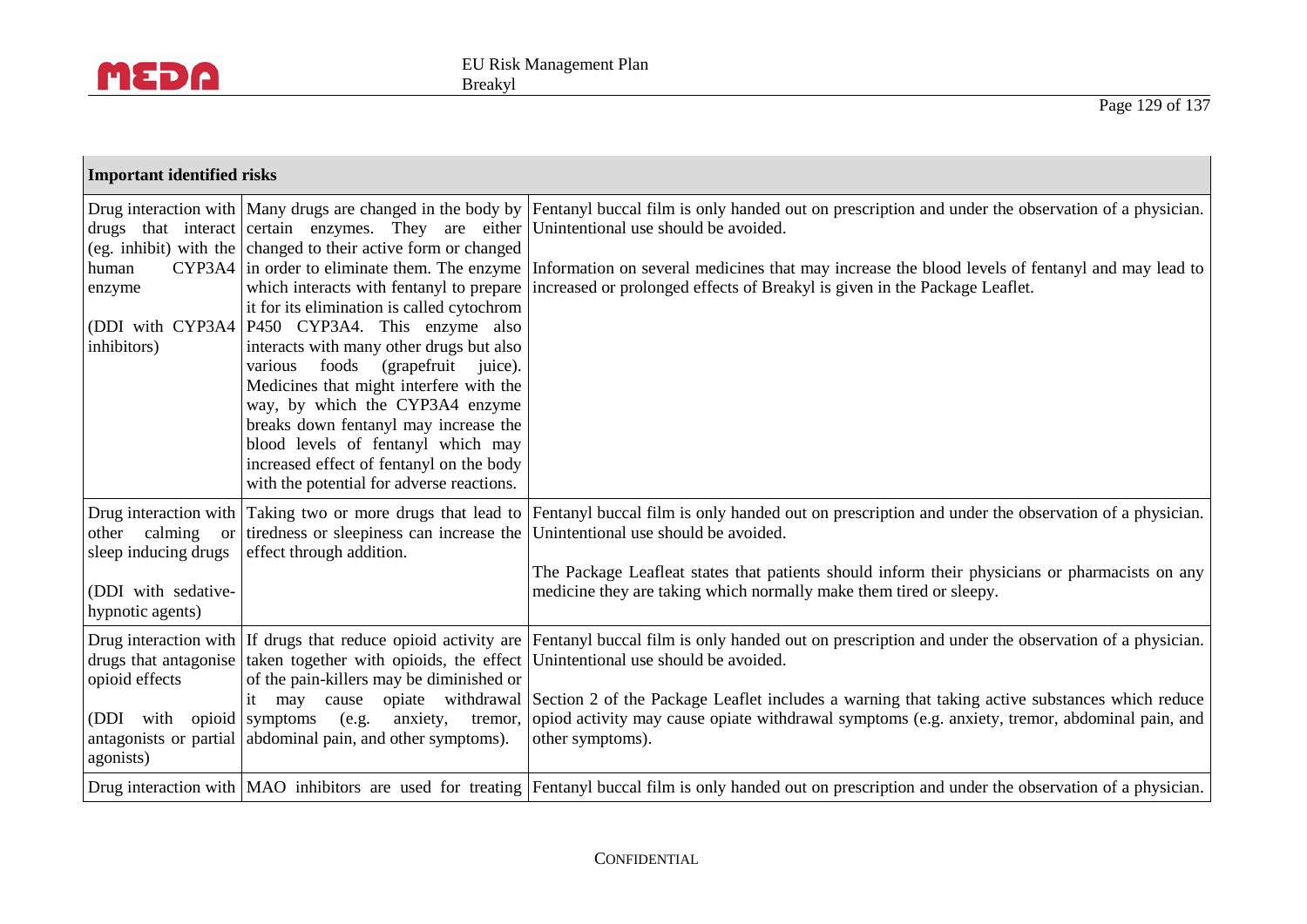| Important identified risks | | |
|---|---|---|
| Drug interaction with drugs that interact (eg. inhibit) with the human CYP3A4 enzyme<br><br>(DDI with CYP3A4 inhibitors) | Many drugs are changed in the body by certain enzymes. They are either changed to their active form or changed in order to eliminate them. The enzyme which interacts with fentanyl to prepare it for its elimination is called cytochrom P450 CYP3A4. This enzyme also interacts with many other drugs but also various foods (grapefruit juice). Medicines that might interfere with the way, by which the CYP3A4 enzyme breaks down fentanyl may increase the blood levels of fentanyl which may increased effect of fentanyl on the body with the potential for adverse reactions. | Fentanyl buccal film is only handed out on prescription and under the observation of a physician. Unintentional use should be avoided.<br><br>Information on several medicines that may increase the blood levels of fentanyl and may lead to increased or prolonged effects of Breakyl is given in the Package Leaflet. |
| Drug interaction with other calming or sleep inducing drugs<br><br>(DDI with sedative-hypnotic agents) | Taking two or more drugs that lead to tiredness or sleepiness can increase the effect through addition. | Fentanyl buccal film is only handed out on prescription and under the observation of a physician. Unintentional use should be avoided.<br><br>The Package Leafleat states that patients should inform their physicians or pharmacists on any medicine they are taking which normally make them tired or sleepy. |
| Drug interaction with drugs that antagonise opioid effects<br><br>(DDI with opioid antagonists or partial agonists) | If drugs that reduce opioid activity are taken together with opioids, the effect of the pain-killers may be diminished or it may cause opiate withdrawal symptoms (e.g. anxiety, tremor, abdominal pain, and other symptoms). | Fentanyl buccal film is only handed out on prescription and under the observation of a physician. Unintentional use should be avoided.<br><br>Section 2 of the Package Leaflet includes a warning that taking active substances which reduce opiod activity may cause opiate withdrawal symptoms (e.g. anxiety, tremor, abdominal pain, and other symptoms). |
| Drug interaction with | MAO inhibitors are used for treating | Fentanyl buccal film is only handed out on prescription and under the observation of a physician. |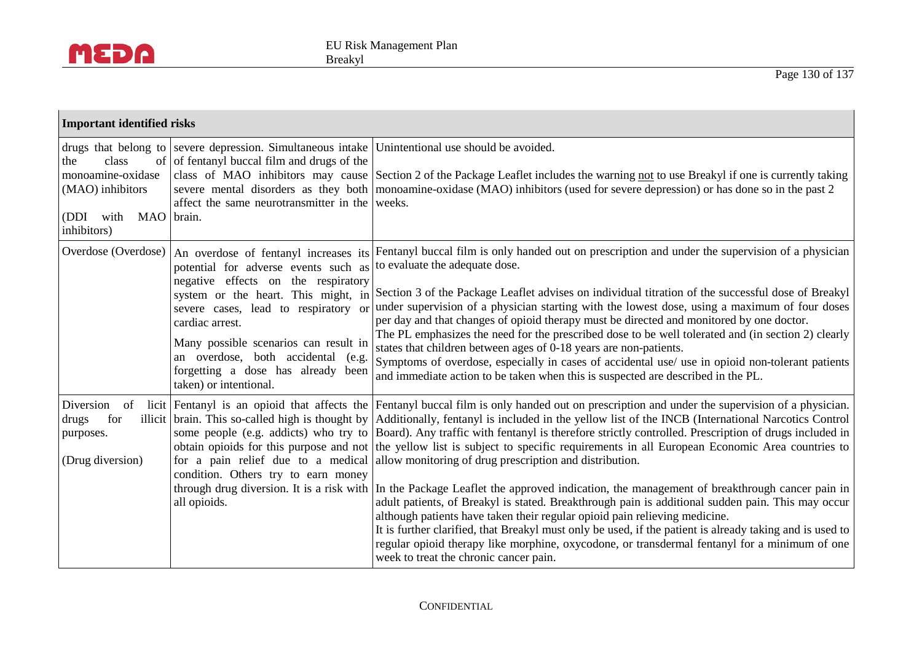| Important identified risks | | |
|---|---|---|
| drugs that belong to the class of monoamine-oxidase (MAO) inhibitors<br><br>(DDI with MAO inhibitors) | severe depression. Simultaneous intake of fentanyl buccal film and drugs of the class of MAO inhibitors may cause severe mental disorders as they both affect the same neurotransmitter in the brain. | Unintentional use should be avoided.<br><br>Section 2 of the Package Leaflet includes the warning not to use Breakyl if one is currently taking monoamine-oxidase (MAO) inhibitors (used for severe depression) or has done so in the past 2 weeks. |
| Overdose (Overdose) | An overdose of fentanyl increases its potential for adverse events such as negative effects on the respiratory system or the heart. This might, in severe cases, lead to respiratory or cardiac arrest.<br><br>Many possible scenarios can result in an overdose, both accidental (e.g. forgetting a dose has already been taken) or intentional. | Fentanyl buccal film is only handed out on prescription and under the supervision of a physician to evaluate the adequate dose.<br><br>Section 3 of the Package Leaflet advises on individual titration of the successful dose of Breakyl under supervision of a physician starting with the lowest dose, using a maximum of four doses per day and that changes of opioid therapy must be directed and monitored by one doctor.<br>The PL emphasizes the need for the prescribed dose to be well tolerated and (in section 2) clearly states that children between ages of 0-18 years are non-patients.<br>Symptoms of overdose, especially in cases of accidental use/ use in opioid non-tolerant patients and immediate action to be taken when this is suspected are described in the PL. |
| Diversion of licit drugs for illicit purposes.<br><br>(Drug diversion) | Fentanyl is an opioid that affects the brain. This so-called high is thought by some people (e.g. addicts) who try to obtain opioids for this purpose and not for a pain relief due to a medical condition. Others try to earn money through drug diversion. It is a risk with all opioids. | Fentanyl buccal film is only handed out on prescription and under the supervision of a physician. Additionally, fentanyl is included in the yellow list of the INCB (International Narcotics Control Board). Any traffic with fentanyl is therefore strictly controlled. Prescription of drugs included in the yellow list is subject to specific requirements in all European Economic Area countries to allow monitoring of drug prescription and distribution.<br><br>In the Package Leaflet the approved indication, the management of breakthrough cancer pain in adult patients, of Breakyl is stated. Breakthrough pain is additional sudden pain. This may occur although patients have taken their regular opioid pain relieving medicine.<br>It is further clarified, that Breakyl must only be used, if the patient is already taking and is used to regular opioid therapy like morphine, oxycodone, or transdermal fentanyl for a minimum of one week to treat the chronic cancer pain. |

CONFIDENTIAL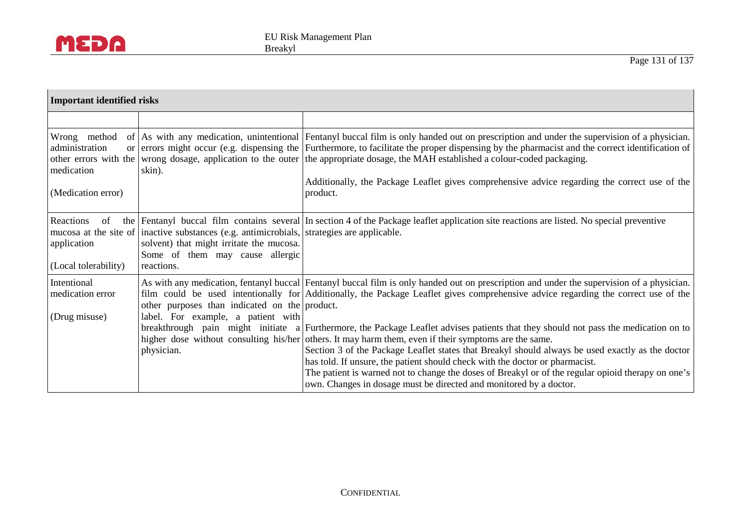| Important identified risks | | |
|---|---|---|
| | | |
| Wrong method of administration or other errors with the medication<br><br>(Medication error) | As with any medication, unintentional errors might occur (e.g. dispensing the wrong dosage, application to the outer skin). | Fentanyl buccal film is only handed out on prescription and under the supervision of a physician. Furthermore, to facilitate the proper dispensing by the pharmacist and the correct identification of the appropriate dosage, the MAH established a colour-coded packaging.<br><br>Additionally, the Package Leaflet gives comprehensive advice regarding the correct use of the product. |
| Reactions of the mucosa at the site of application<br><br>(Local tolerability) | Fentanyl buccal film contains several inactive substances (e.g. antimicrobials, solvent) that might irritate the mucosa. Some of them may cause allergic reactions. | In section 4 of the Package leaflet application site reactions are listed. No special preventive strategies are applicable. |
| Intentional medication error<br><br>(Drug misuse) | As with any medication, fentanyl buccal film could be used intentionally for other purposes than indicated on the label. For example, a patient with breakthrough pain might initiate a higher dose without consulting his/her physician. | Fentanyl buccal film is only handed out on prescription and under the supervision of a physician. Additionally, the Package Leaflet gives comprehensive advice regarding the correct use of the product.<br><br>Furthermore, the Package Leaflet advises patients that they should not pass the medication on to others. It may harm them, even if their symptoms are the same.<br>Section 3 of the Package Leaflet states that Breakyl should always be used exactly as the doctor has told. If unsure, the patient should check with the doctor or pharmacist.<br>The patient is warned not to change the doses of Breakyl or of the regular opioid therapy on one's own. Changes in dosage must be directed and monitored by a doctor. |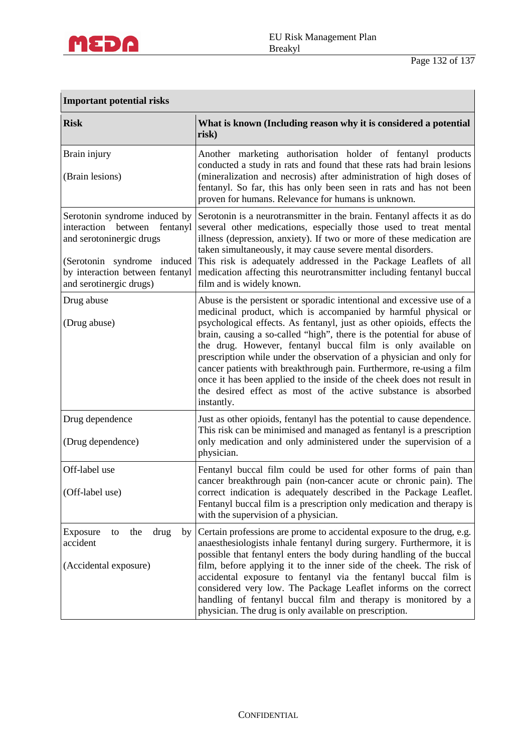| Important potential risks | |
|---|---|
| **Risk** | **What is known (Including reason why it is considered a potential risk)** |
| Brain injury<br><br>(Brain lesions) | Another marketing authorisation holder of fentanyl products conducted a study in rats and found that these rats had brain lesions (mineralization and necrosis) after administration of high doses of fentanyl. So far, this has only been seen in rats and has not been proven for humans. Relevance for humans is unknown. |
| Serotonin syndrome induced by interaction between fentanyl and serotoninergic drugs<br><br>(Serotonin syndrome induced by interaction between fentanyl and serotinergic drugs) | Serotonin is a neurotransmitter in the brain. Fentanyl affects it as do several other medications, especially those used to treat mental illness (depression, anxiety). If two or more of these medication are taken simultaneously, it may cause severe mental disorders.<br>This risk is adequately addressed in the Package Leaflets of all medication affecting this neurotransmitter including fentanyl buccal film and is widely known. |
| Drug abuse<br><br>(Drug abuse) | Abuse is the persistent or sporadic intentional and excessive use of a medicinal product, which is accompanied by harmful physical or psychological effects. As fentanyl, just as other opioids, effects the brain, causing a so-called "high", there is the potential for abuse of the drug. However, fentanyl buccal film is only available on prescription while under the observation of a physician and only for cancer patients with breakthrough pain. Furthermore, re-using a film once it has been applied to the inside of the cheek does not result in the desired effect as most of the active substance is absorbed instantly. |
| Drug dependence<br><br>(Drug dependence) | Just as other opioids, fentanyl has the potential to cause dependence. This risk can be minimised and managed as fentanyl is a prescription only medication and only administered under the supervision of a physician. |
| Off-label use<br><br>(Off-label use) | Fentanyl buccal film could be used for other forms of pain than cancer breakthrough pain (non-cancer acute or chronic pain). The correct indication is adequately described in the Package Leaflet. Fentanyl buccal film is a prescription only medication and therapy is with the supervision of a physician. |
| Exposure to the drug by accident<br><br>(Accidental exposure) | Certain professions are prome to accidental exposure to the drug, e.g. anaesthesiologists inhale fentanyl during surgery. Furthermore, it is possible that fentanyl enters the body during handling of the buccal film, before applying it to the inner side of the cheek. The risk of accidental exposure to fentanyl via the fentanyl buccal film is considered very low. The Package Leaflet informs on the correct handling of fentanyl buccal film and therapy is monitored by a physician. The drug is only available on prescription. |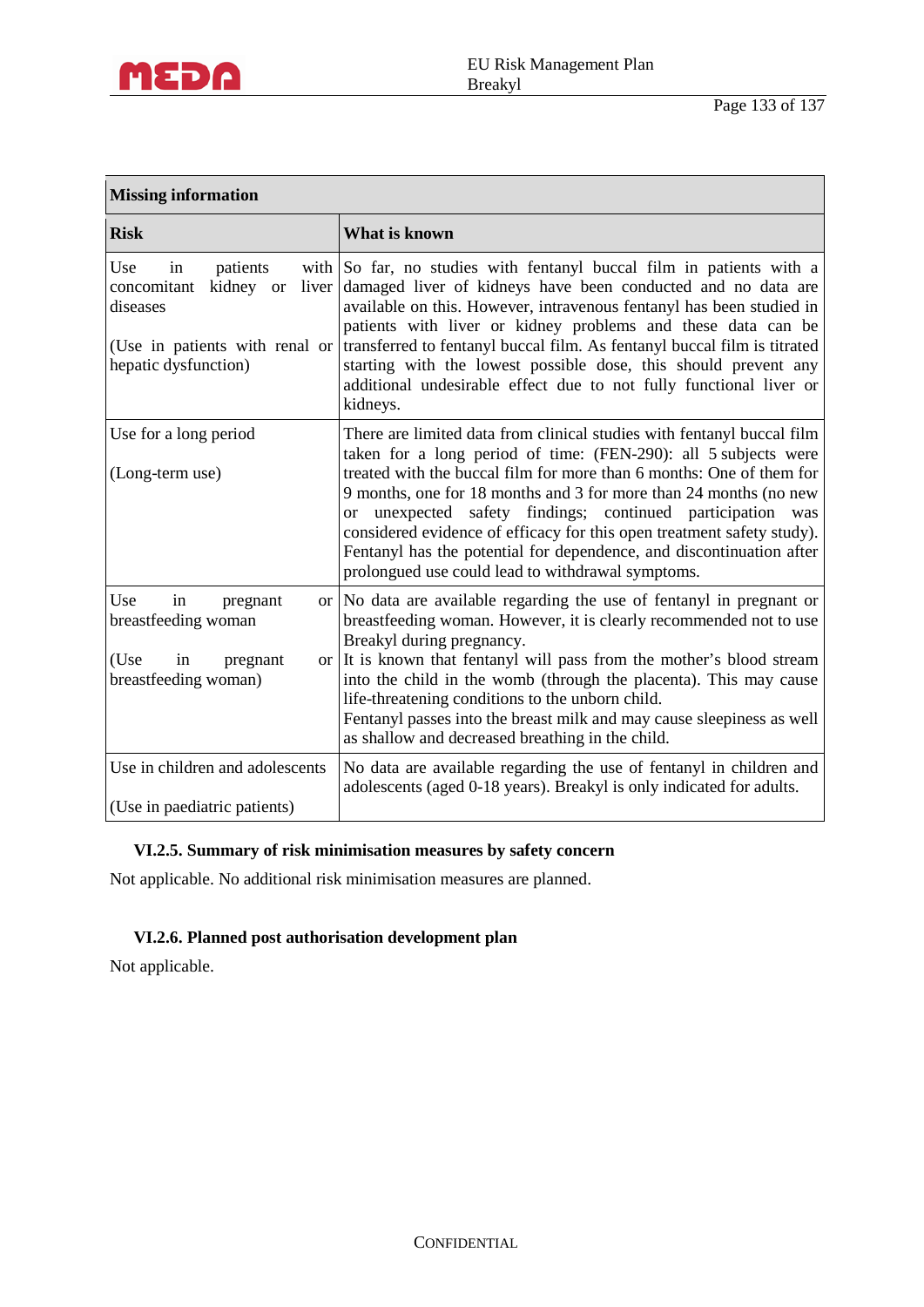| Missing information | |
|---|---|
| **Risk** | **What is known** |
| Use in patients with concomitant kidney or liver diseases<br><br>(Use in patients with renal or hepatic dysfunction) | So far, no studies with fentanyl buccal film in patients with a damaged liver of kidneys have been conducted and no data are available on this. However, intravenous fentanyl has been studied in patients with liver or kidney problems and these data can be transferred to fentanyl buccal film. As fentanyl buccal film is titrated starting with the lowest possible dose, this should prevent any additional undesirable effect due to not fully functional liver or kidneys. |
| Use for a long period<br><br>(Long-term use) | There are limited data from clinical studies with fentanyl buccal film taken for a long period of time: (FEN-290): all 5 subjects were treated with the buccal film for more than 6 months: One of them for 9 months, one for 18 months and 3 for more than 24 months (no new or unexpected safety findings; continued participation was considered evidence of efficacy for this open treatment safety study). Fentanyl has the potential for dependence, and discontinuation after prolongued use could lead to withdrawal symptoms. |
| Use in pregnant or breastfeeding woman<br><br>(Use in pregnant or breastfeeding woman) | No data are available regarding the use of fentanyl in pregnant or breastfeeding woman. However, it is clearly recommended not to use Breakyl during pregnancy.<br>It is known that fentanyl will pass from the mother's blood stream into the child in the womb (through the placenta). This may cause life-threatening conditions to the unborn child.<br>Fentanyl passes into the breast milk and may cause sleepiness as well as shallow and decreased breathing in the child. |
| Use in children and adolescents<br><br>(Use in paediatric patients) | No data are available regarding the use of fentanyl in children and adolescents (aged 0-18 years). Breakyl is only indicated for adults. |

### VI.2.5. Summary of risk minimisation measures by safety concern

Not applicable. No additional risk minimisation measures are planned.

### VI.2.6. Planned post authorisation development plan

Not applicable.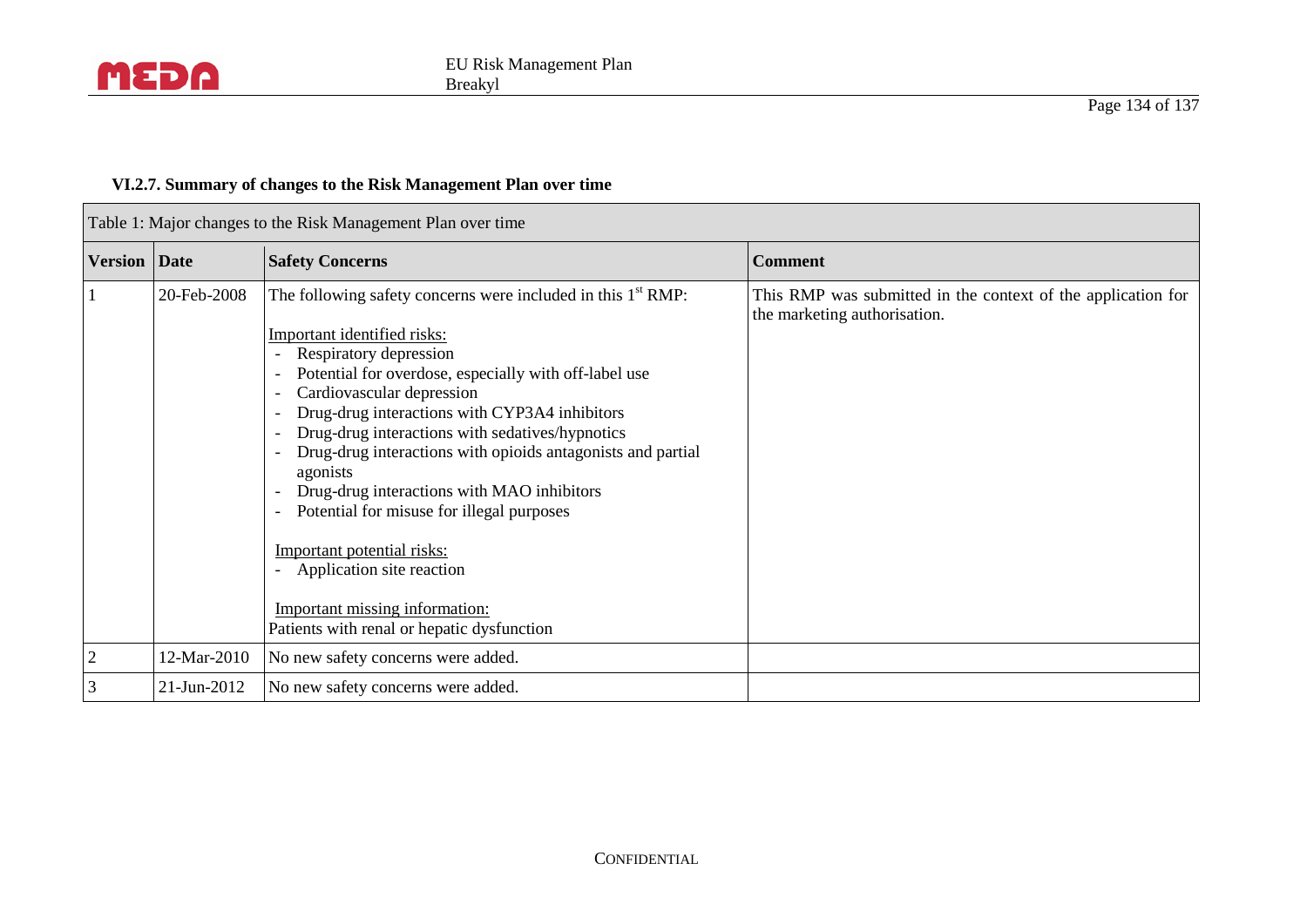### VI.2.7. Summary of changes to the Risk Management Plan over time

| Table 1: Major changes to the Risk Management Plan over time | | | |
|---|---|---|---|
| **Version** | **Date** | **Safety Concerns** | **Comment** |
| 1 | 20-Feb-2008 | The following safety concerns were included in this 1st RMP:<br><br>Important identified risks:<br>- Respiratory depression<br>- Potential for overdose, especially with off-label use<br>- Cardiovascular depression<br>- Drug-drug interactions with CYP3A4 inhibitors<br>- Drug-drug interactions with sedatives/hypnotics<br>- Drug-drug interactions with opioids antagonists and partial agonists<br>- Drug-drug interactions with MAO inhibitors<br>- Potential for misuse for illegal purposes<br><br>Important potential risks:<br>- Application site reaction<br><br>Important missing information:<br>Patients with renal or hepatic dysfunction | This RMP was submitted in the context of the application for the marketing authorisation. |
| 2 | 12-Mar-2010 | No new safety concerns were added. | |
| 3 | 21-Jun-2012 | No new safety concerns were added. | |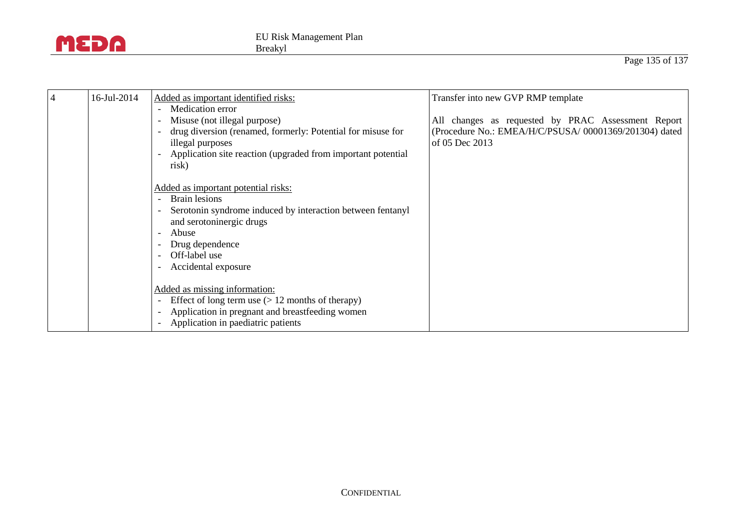| 4 | 16-Jul-2014 | Added as important identified risks:<br>- Medication error<br>- Misuse (not illegal purpose)<br>- drug diversion (renamed, formerly: Potential for misuse for illegal purposes<br>- Application site reaction (upgraded from important potential risk)<br><br>Added as important potential risks:<br>- Brain lesions<br>- Serotonin syndrome induced by interaction between fentanyl and serotoninergic drugs<br>- Abuse<br>- Drug dependence<br>- Off-label use<br>- Accidental exposure<br><br>Added as missing information:<br>- Effect of long term use (> 12 months of therapy)<br>- Application in pregnant and breastfeeding women<br>- Application in paediatric patients | Transfer into new GVP RMP template<br><br>All changes as requested by PRAC Assessment Report (Procedure No.: EMEA/H/C/PSUSA/ 00001369/201304) dated of 05 Dec 2013 |
|---|---|---|---|

CONFIDENTIAL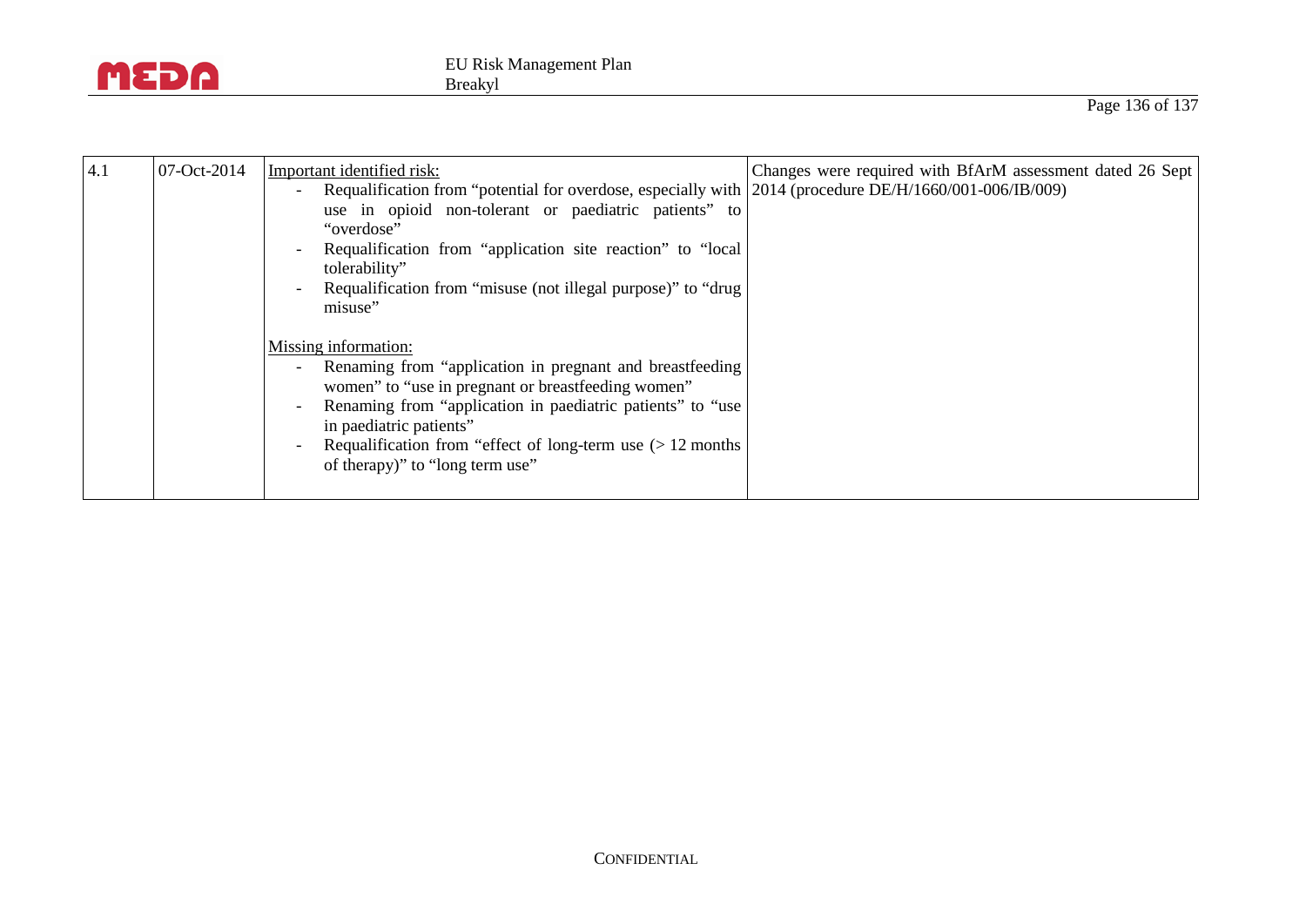| | | | |
|---|---|---|---|
| 4.1 | 07-Oct-2014 | Important identified risk:<br>- Requalification from "potential for overdose, especially with use in opioid non-tolerant or paediatric patients" to "overdose"<br>- Requalification from "application site reaction" to "local tolerability"<br>- Requalification from "misuse (not illegal purpose)" to "drug misuse"<br><br>Missing information:<br>- Renaming from "application in pregnant and breastfeeding women" to "use in pregnant or breastfeeding women"<br>- Renaming from "application in paediatric patients" to "use in paediatric patients"<br>- Requalification from "effect of long-term use (> 12 months of therapy)" to "long term use" | Changes were required with BfArM assessment dated 26 Sept 2014 (procedure DE/H/1660/001-006/IB/009) |

CONFIDENTIAL